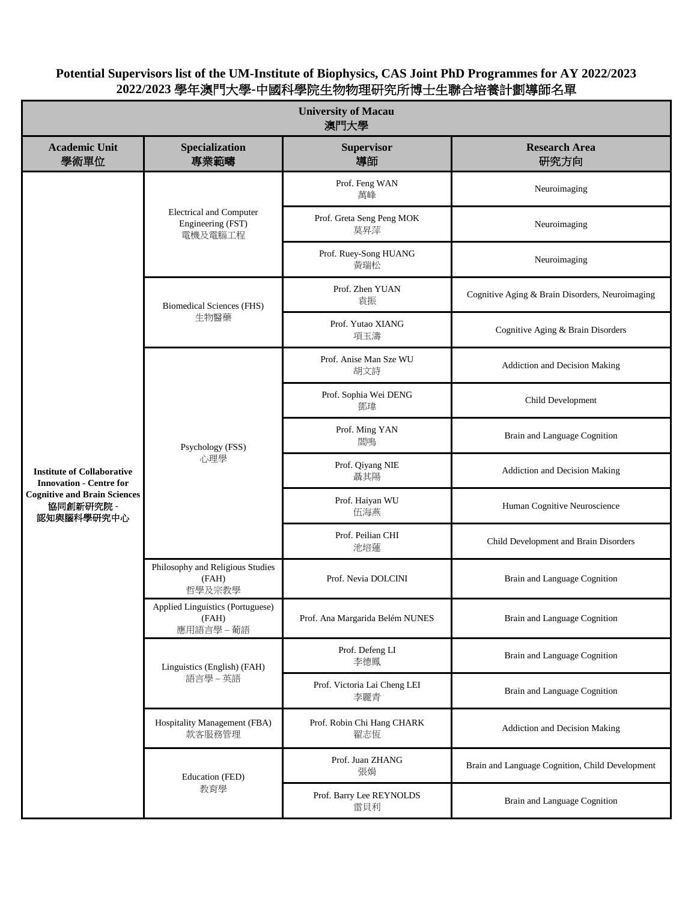# Potential Supervisors list of the UM-Institute of Biophysics, CAS Joint PhD Programmes for AY 2022/2023
# 2022/2023 學年澳門大學-中國科學院生物物理研究所博士生聯合培養計劃導師名單

| University of Macau 澳門大學 | | | |
|---|---|---|---|
| **Academic Unit 學術單位** | **Specialization 專業範疇** | **Supervisor 導師** | **Research Area 研究方向** |
| **Institute of Collaborative Innovation - Centre for Cognitive and Brain Sciences 協同創新研究院 - 認知與腦科學研究中心** | Electrical and Computer Engineering (FST) 電機及電腦工程 | Prof. Feng WAN 萬峰 | Neuroimaging |
| | | Prof. Greta Seng Peng MOK 莫昇萍 | Neuroimaging |
| | | Prof. Ruey-Song HUANG 黃瑞松 | Neuroimaging |
| | Biomedical Sciences (FHS) 生物醫藥 | Prof. Zhen YUAN 袁振 | Cognitive Aging & Brain Disorders, Neuroimaging |
| | | Prof. Yutao XIANG 項玉濤 | Cognitive Aging & Brain Disorders |
| | Psychology (FSS) 心理學 | Prof. Anise Man Sze WU 胡文詩 | Addiction and Decision Making |
| | | Prof. Sophia Wei DENG 鄧瑋 | Child Development |
| | | Prof. Ming YAN 閻鳴 | Brain and Language Cognition |
| | | Prof. Qiyang NIE 聶其陽 | Addiction and Decision Making |
| | | Prof. Haiyan WU 伍海燕 | Human Cognitive Neuroscience |
| | | Prof. Peilian CHI 池培蓮 | Child Development and Brain Disorders |
| | Philosophy and Religious Studies (FAH) 哲學及宗教學 | Prof. Nevia DOLCINI | Brain and Language Cognition |
| | Applied Linguistics (Portuguese) (FAH) 應用語言學 – 葡語 | Prof. Ana Margarida Belém NUNES | Brain and Language Cognition |
| | Linguistics (English) (FAH) 語言學 – 英語 | Prof. Defeng LI 李德鳳 | Brain and Language Cognition |
| | | Prof. Victoria Lai Cheng LEI 李麗青 | Brain and Language Cognition |
| | Hospitality Management (FBA) 款客服務管理 | Prof. Robin Chi Hang CHARK 翟志恆 | Addiction and Decision Making |
| | Education (FED) 教育學 | Prof. Juan ZHANG 張娟 | Brain and Language Cognition, Child Development |
| | | Prof. Barry Lee REYNOLDS 雷貝利 | Brain and Language Cognition |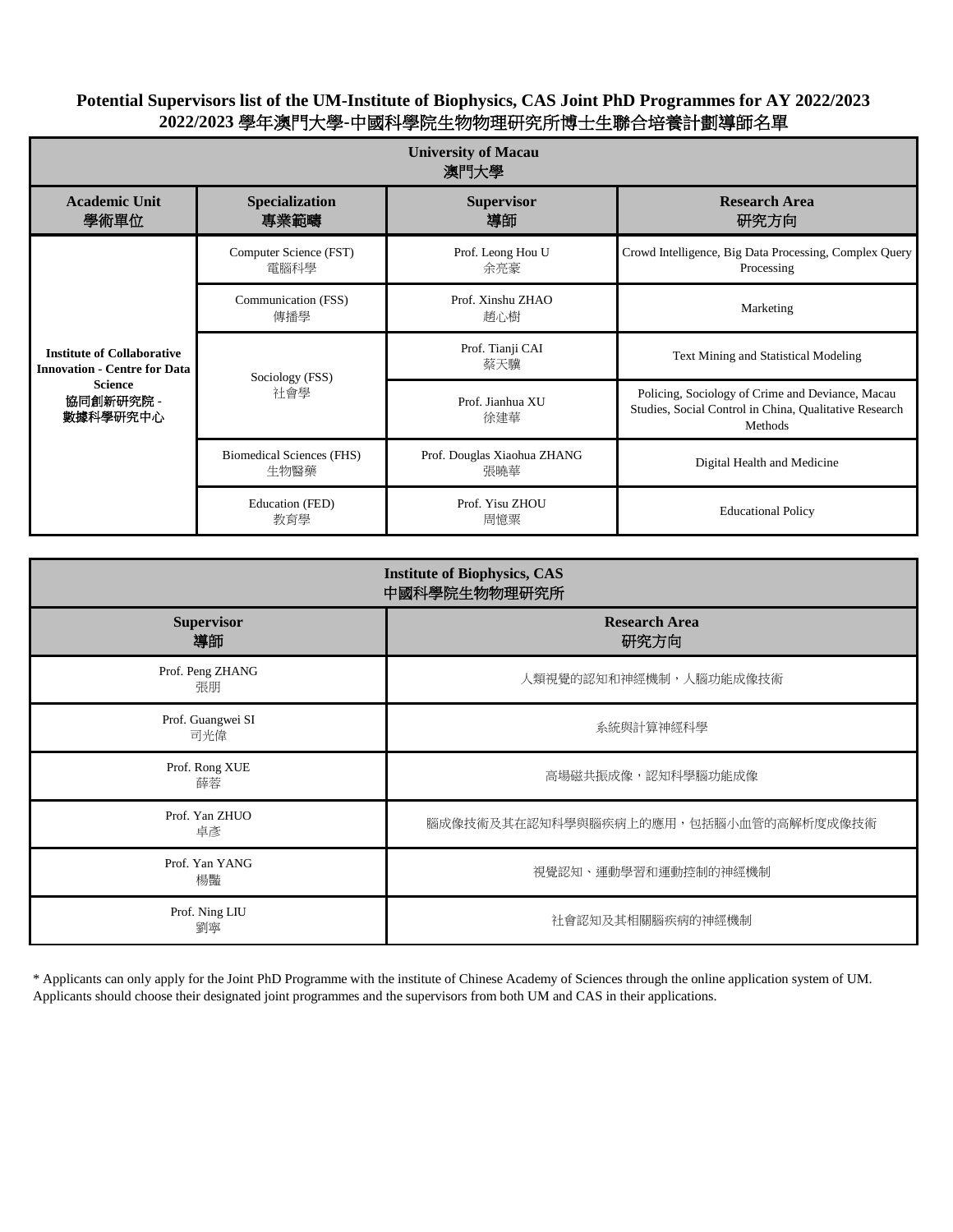**Potential Supervisors list of the UM-Institute of Biophysics, CAS Joint PhD Programmes for AY 2022/2023**
**2022/2023 學年澳門大學-中國科學院生物物理研究所博士生聯合培養計劃導師名單**

| University of Macau<br>澳門大學 | | | |
|---|---|---|---|
| **Academic Unit<br>學術單位** | **Specialization<br>專業範疇** | **Supervisor<br>導師** | **Research Area<br>研究方向** |
| **Institute of Collaborative Innovation - Centre for Data Science<br>協同創新研究院 - 數據科學研究中心** | Computer Science (FST)<br>電腦科學 | Prof. Leong Hou U<br>余亮豪 | Crowd Intelligence, Big Data Processing, Complex Query Processing |
| | Communication (FSS)<br>傳播學 | Prof. Xinshu ZHAO<br>趙心樹 | Marketing |
| | Sociology (FSS)<br>社會學 | Prof. Tianji CAI<br>蔡天驥 | Text Mining and Statistical Modeling |
| | | Prof. Jianhua XU<br>徐建華 | Policing, Sociology of Crime and Deviance, Macau Studies, Social Control in China, Qualitative Research Methods |
| | Biomedical Sciences (FHS)<br>生物醫藥 | Prof. Douglas Xiaohua ZHANG<br>張曉華 | Digital Health and Medicine |
| | Education (FED)<br>教育學 | Prof. Yisu ZHOU<br>周憶粟 | Educational Policy |

| Institute of Biophysics, CAS<br>中國科學院生物物理研究所 | |
|---|---|
| **Supervisor<br>導師** | **Research Area<br>研究方向** |
| Prof. Peng ZHANG<br>張朋 | 人類視覺的認知和神經機制，人腦功能成像技術 |
| Prof. Guangwei SI<br>司光偉 | 系統與計算神經科學 |
| Prof. Rong XUE<br>薛蓉 | 高場磁共振成像，認知科學腦功能成像 |
| Prof. Yan ZHUO<br>卓彥 | 腦成像技術及其在認知科學與腦疾病上的應用，包括腦小血管的高解析度成像技術 |
| Prof. Yan YANG<br>楊豔 | 視覺認知、運動學習和運動控制的神經機制 |
| Prof. Ning LIU<br>劉寧 | 社會認知及其相關腦疾病的神經機制 |

* Applicants can only apply for the Joint PhD Programme with the institute of Chinese Academy of Sciences through the online application system of UM. Applicants should choose their designated joint programmes and the supervisors from both UM and CAS in their applications.